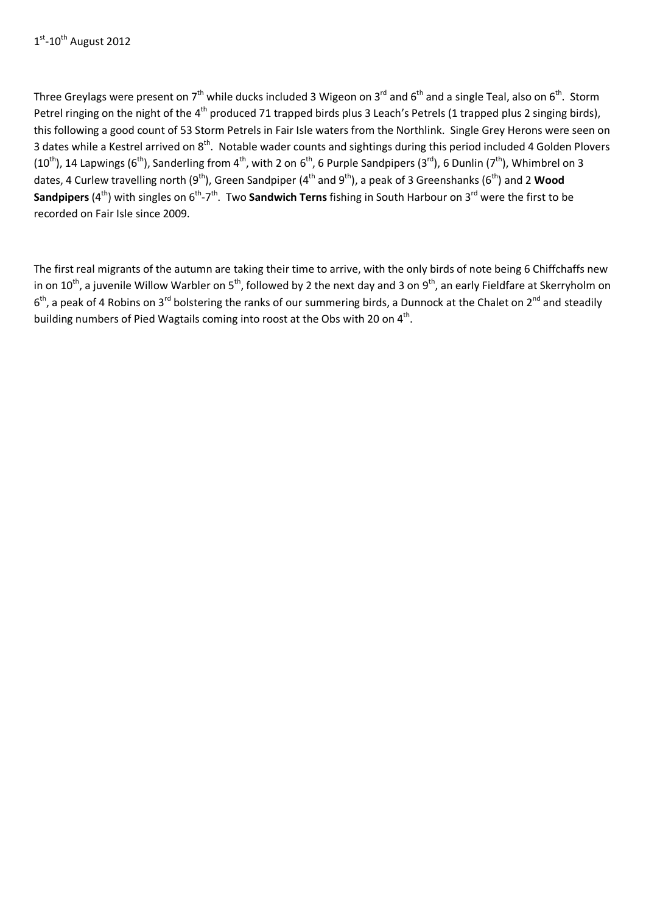1st-10th August 2012

Three Greylags were present on 7th while ducks included 3 Wigeon on 3rd and 6th and a single Teal, also on 6th. Storm Petrel ringing on the night of the 4th produced 71 trapped birds plus 3 Leach's Petrels (1 trapped plus 2 singing birds), this following a good count of 53 Storm Petrels in Fair Isle waters from the Northlink. Single Grey Herons were seen on 3 dates while a Kestrel arrived on 8th. Notable wader counts and sightings during this period included 4 Golden Plovers (10th), 14 Lapwings (6th), Sanderling from 4th, with 2 on 6th, 6 Purple Sandpipers (3rd), 6 Dunlin (7th), Whimbrel on 3 dates, 4 Curlew travelling north (9th), Green Sandpiper (4th and 9th), a peak of 3 Greenshanks (6th) and 2 **Wood Sandpipers** (4th) with singles on 6th-7th. Two **Sandwich Terns** fishing in South Harbour on 3rd were the first to be recorded on Fair Isle since 2009.

The first real migrants of the autumn are taking their time to arrive, with the only birds of note being 6 Chiffchaffs new in on 10th, a juvenile Willow Warbler on 5th, followed by 2 the next day and 3 on 9th, an early Fieldfare at Skerryholm on 6th, a peak of 4 Robins on 3rd bolstering the ranks of our summering birds, a Dunnock at the Chalet on 2nd and steadily building numbers of Pied Wagtails coming into roost at the Obs with 20 on 4th.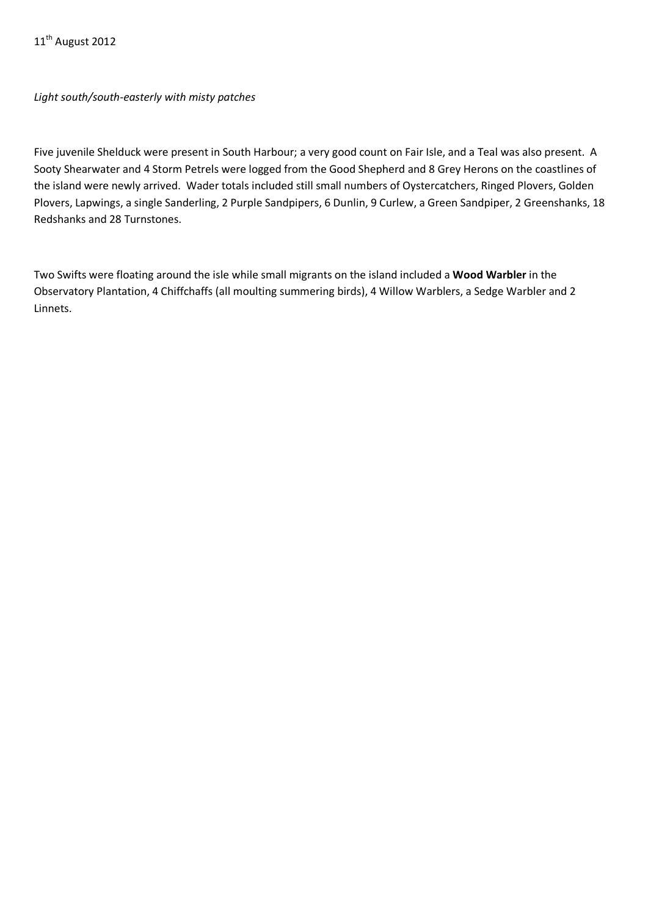11th August 2012

*Light south/south-easterly with misty patches*

Five juvenile Shelduck were present in South Harbour; a very good count on Fair Isle, and a Teal was also present. A Sooty Shearwater and 4 Storm Petrels were logged from the Good Shepherd and 8 Grey Herons on the coastlines of the island were newly arrived. Wader totals included still small numbers of Oystercatchers, Ringed Plovers, Golden Plovers, Lapwings, a single Sanderling, 2 Purple Sandpipers, 6 Dunlin, 9 Curlew, a Green Sandpiper, 2 Greenshanks, 18 Redshanks and 28 Turnstones.

Two Swifts were floating around the isle while small migrants on the island included a **Wood Warbler** in the Observatory Plantation, 4 Chiffchaffs (all moulting summering birds), 4 Willow Warblers, a Sedge Warbler and 2 Linnets.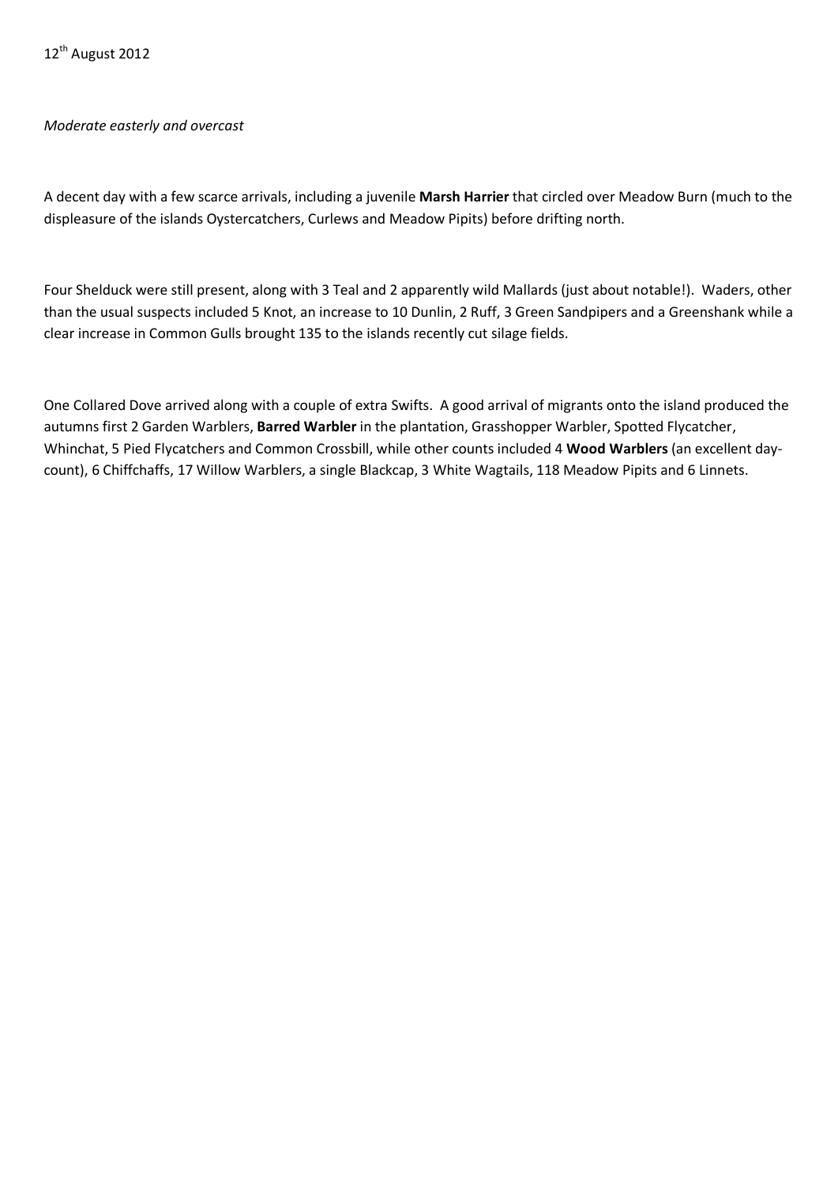12th August 2012

*Moderate easterly and overcast*

A decent day with a few scarce arrivals, including a juvenile **Marsh Harrier** that circled over Meadow Burn (much to the displeasure of the islands Oystercatchers, Curlews and Meadow Pipits) before drifting north.

Four Shelduck were still present, along with 3 Teal and 2 apparently wild Mallards (just about notable!). Waders, other than the usual suspects included 5 Knot, an increase to 10 Dunlin, 2 Ruff, 3 Green Sandpipers and a Greenshank while a clear increase in Common Gulls brought 135 to the islands recently cut silage fields.

One Collared Dove arrived along with a couple of extra Swifts. A good arrival of migrants onto the island produced the autumns first 2 Garden Warblers, **Barred Warbler** in the plantation, Grasshopper Warbler, Spotted Flycatcher, Whinchat, 5 Pied Flycatchers and Common Crossbill, while other counts included 4 **Wood Warblers** (an excellent day-count), 6 Chiffchaffs, 17 Willow Warblers, a single Blackcap, 3 White Wagtails, 118 Meadow Pipits and 6 Linnets.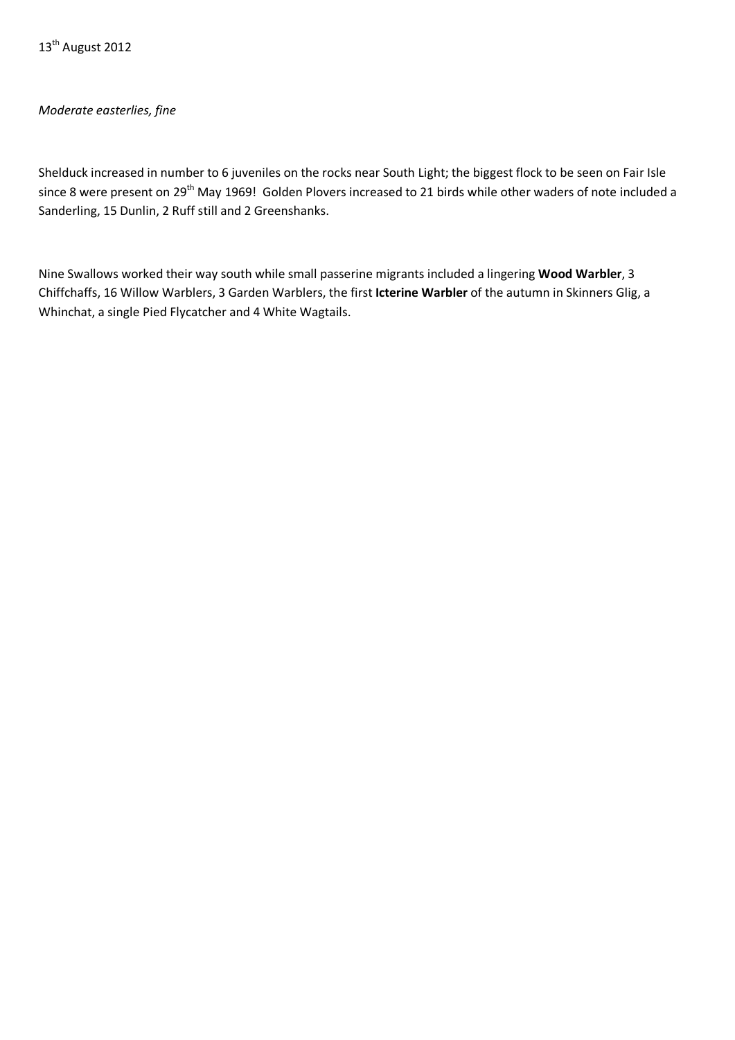13th August 2012

*Moderate easterlies, fine*

Shelduck increased in number to 6 juveniles on the rocks near South Light; the biggest flock to be seen on Fair Isle since 8 were present on 29th May 1969! Golden Plovers increased to 21 birds while other waders of note included a Sanderling, 15 Dunlin, 2 Ruff still and 2 Greenshanks.

Nine Swallows worked their way south while small passerine migrants included a lingering **Wood Warbler**, 3 Chiffchaffs, 16 Willow Warblers, 3 Garden Warblers, the first **Icterine Warbler** of the autumn in Skinners Glig, a Whinchat, a single Pied Flycatcher and 4 White Wagtails.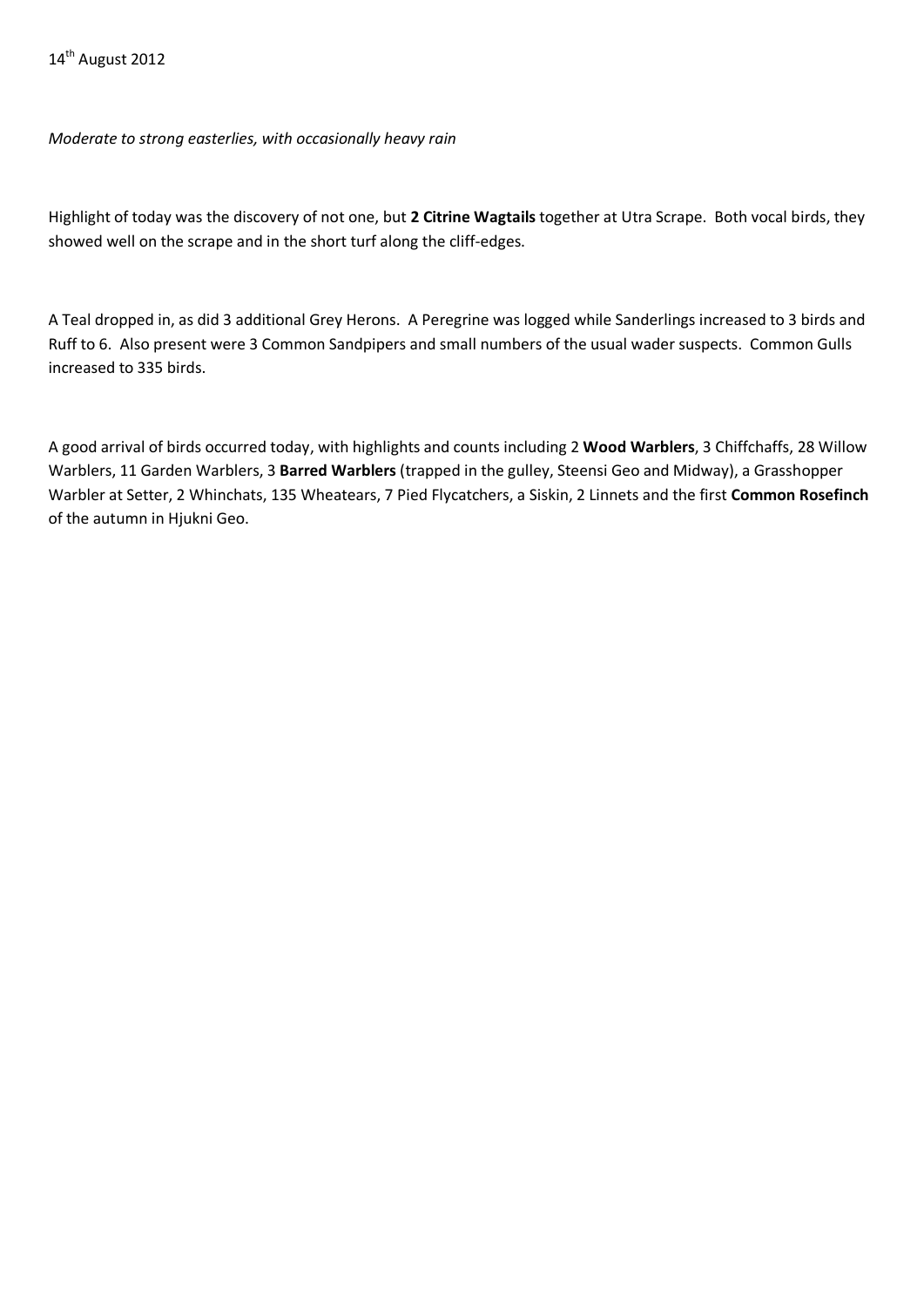14th August 2012

*Moderate to strong easterlies, with occasionally heavy rain*

Highlight of today was the discovery of not one, but **2 Citrine Wagtails** together at Utra Scrape. Both vocal birds, they showed well on the scrape and in the short turf along the cliff-edges.

A Teal dropped in, as did 3 additional Grey Herons. A Peregrine was logged while Sanderlings increased to 3 birds and Ruff to 6. Also present were 3 Common Sandpipers and small numbers of the usual wader suspects. Common Gulls increased to 335 birds.

A good arrival of birds occurred today, with highlights and counts including 2 **Wood Warblers**, 3 Chiffchaffs, 28 Willow Warblers, 11 Garden Warblers, 3 **Barred Warblers** (trapped in the gulley, Steensi Geo and Midway), a Grasshopper Warbler at Setter, 2 Whinchats, 135 Wheatears, 7 Pied Flycatchers, a Siskin, 2 Linnets and the first **Common Rosefinch** of the autumn in Hjukni Geo.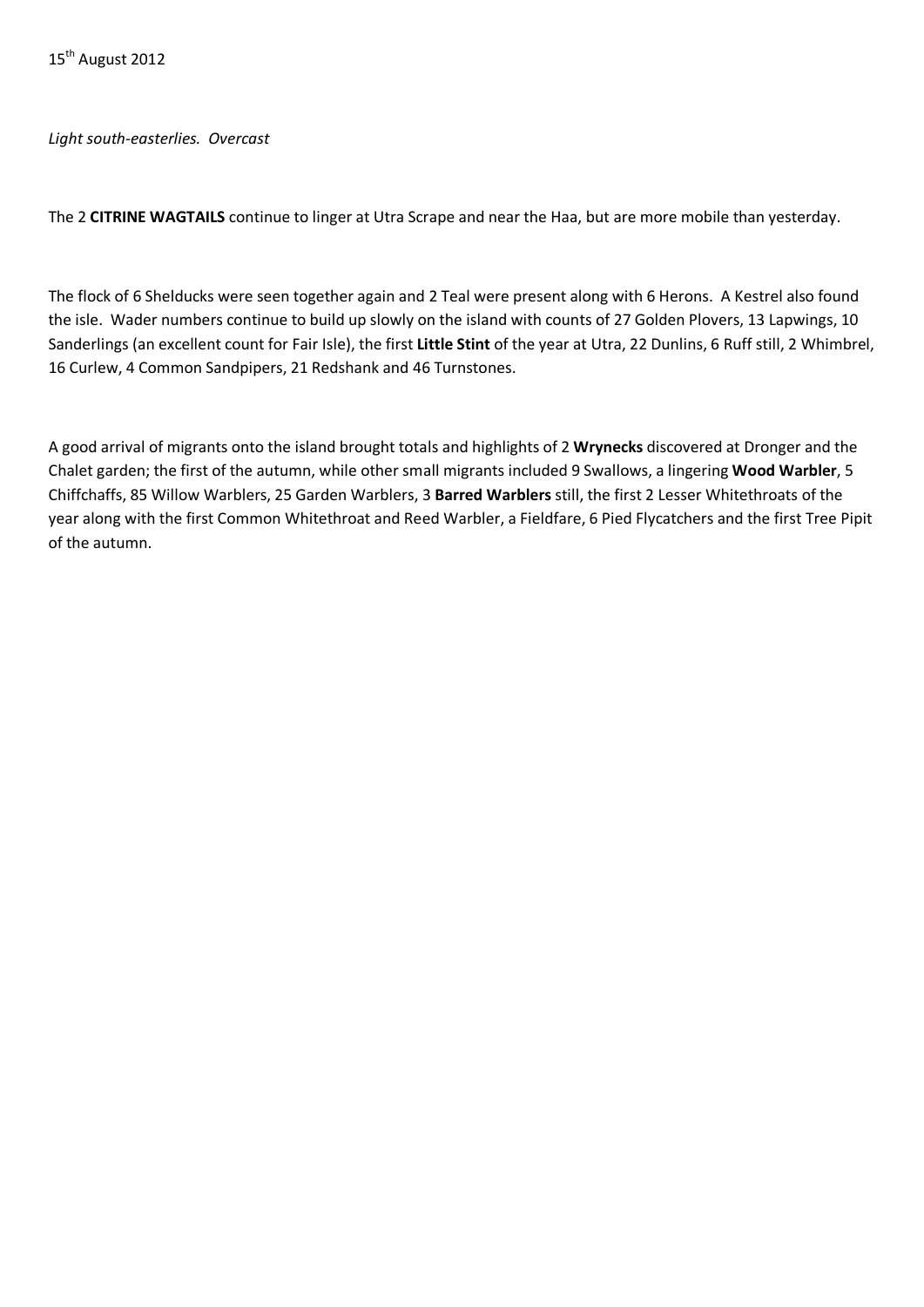15th August 2012

*Light south-easterlies.  Overcast*

The 2 **CITRINE WAGTAILS** continue to linger at Utra Scrape and near the Haa, but are more mobile than yesterday.

The flock of 6 Shelducks were seen together again and 2 Teal were present along with 6 Herons.  A Kestrel also found the isle.  Wader numbers continue to build up slowly on the island with counts of 27 Golden Plovers, 13 Lapwings, 10 Sanderlings (an excellent count for Fair Isle), the first **Little Stint** of the year at Utra, 22 Dunlins, 6 Ruff still, 2 Whimbrel, 16 Curlew, 4 Common Sandpipers, 21 Redshank and 46 Turnstones.

A good arrival of migrants onto the island brought totals and highlights of 2 **Wrynecks** discovered at Dronger and the Chalet garden; the first of the autumn, while other small migrants included 9 Swallows, a lingering **Wood Warbler**, 5 Chiffchaffs, 85 Willow Warblers, 25 Garden Warblers, 3 **Barred Warblers** still, the first 2 Lesser Whitethroats of the year along with the first Common Whitethroat and Reed Warbler, a Fieldfare, 6 Pied Flycatchers and the first Tree Pipit of the autumn.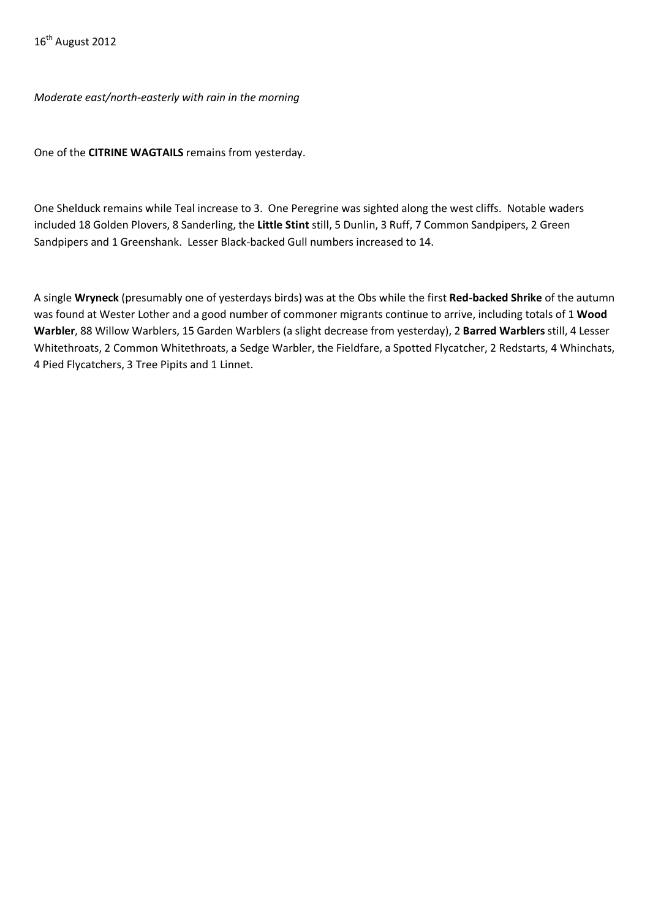16th August 2012

*Moderate east/north-easterly with rain in the morning*

One of the **CITRINE WAGTAILS** remains from yesterday.

One Shelduck remains while Teal increase to 3. One Peregrine was sighted along the west cliffs. Notable waders included 18 Golden Plovers, 8 Sanderling, the **Little Stint** still, 5 Dunlin, 3 Ruff, 7 Common Sandpipers, 2 Green Sandpipers and 1 Greenshank. Lesser Black-backed Gull numbers increased to 14.

A single **Wryneck** (presumably one of yesterdays birds) was at the Obs while the first **Red-backed Shrike** of the autumn was found at Wester Lother and a good number of commoner migrants continue to arrive, including totals of 1 **Wood Warbler**, 88 Willow Warblers, 15 Garden Warblers (a slight decrease from yesterday), 2 **Barred Warblers** still, 4 Lesser Whitethroats, 2 Common Whitethroats, a Sedge Warbler, the Fieldfare, a Spotted Flycatcher, 2 Redstarts, 4 Whinchats, 4 Pied Flycatchers, 3 Tree Pipits and 1 Linnet.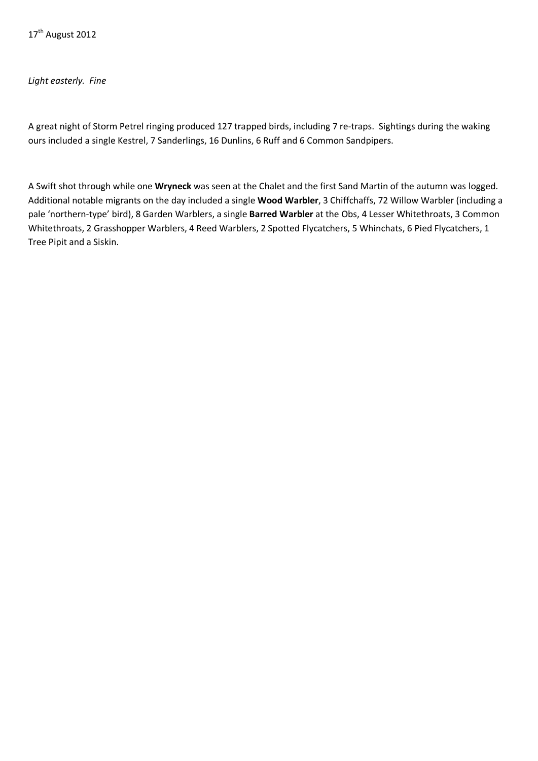17th August 2012

*Light easterly.  Fine*

A great night of Storm Petrel ringing produced 127 trapped birds, including 7 re-traps.  Sightings during the waking ours included a single Kestrel, 7 Sanderlings, 16 Dunlins, 6 Ruff and 6 Common Sandpipers.

A Swift shot through while one **Wryneck** was seen at the Chalet and the first Sand Martin of the autumn was logged. Additional notable migrants on the day included a single **Wood Warbler**, 3 Chiffchaffs, 72 Willow Warbler (including a pale 'northern-type' bird), 8 Garden Warblers, a single **Barred Warbler** at the Obs, 4 Lesser Whitethroats, 3 Common Whitethroats, 2 Grasshopper Warblers, 4 Reed Warblers, 2 Spotted Flycatchers, 5 Whinchats, 6 Pied Flycatchers, 1 Tree Pipit and a Siskin.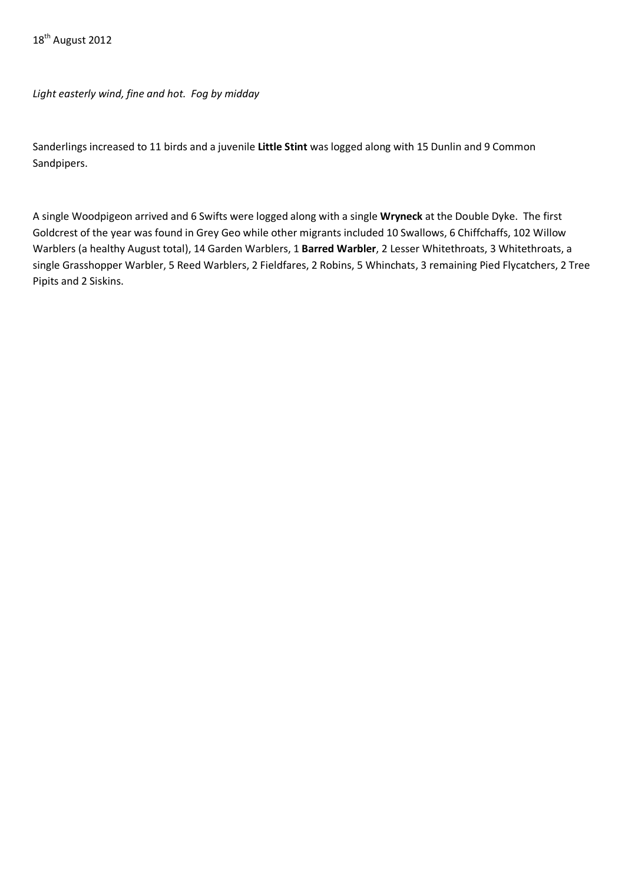18th August 2012

*Light easterly wind, fine and hot. Fog by midday*

Sanderlings increased to 11 birds and a juvenile **Little Stint** was logged along with 15 Dunlin and 9 Common Sandpipers.

A single Woodpigeon arrived and 6 Swifts were logged along with a single **Wryneck** at the Double Dyke. The first Goldcrest of the year was found in Grey Geo while other migrants included 10 Swallows, 6 Chiffchaffs, 102 Willow Warblers (a healthy August total), 14 Garden Warblers, 1 **Barred Warbler**, 2 Lesser Whitethroats, 3 Whitethroats, a single Grasshopper Warbler, 5 Reed Warblers, 2 Fieldfares, 2 Robins, 5 Whinchats, 3 remaining Pied Flycatchers, 2 Tree Pipits and 2 Siskins.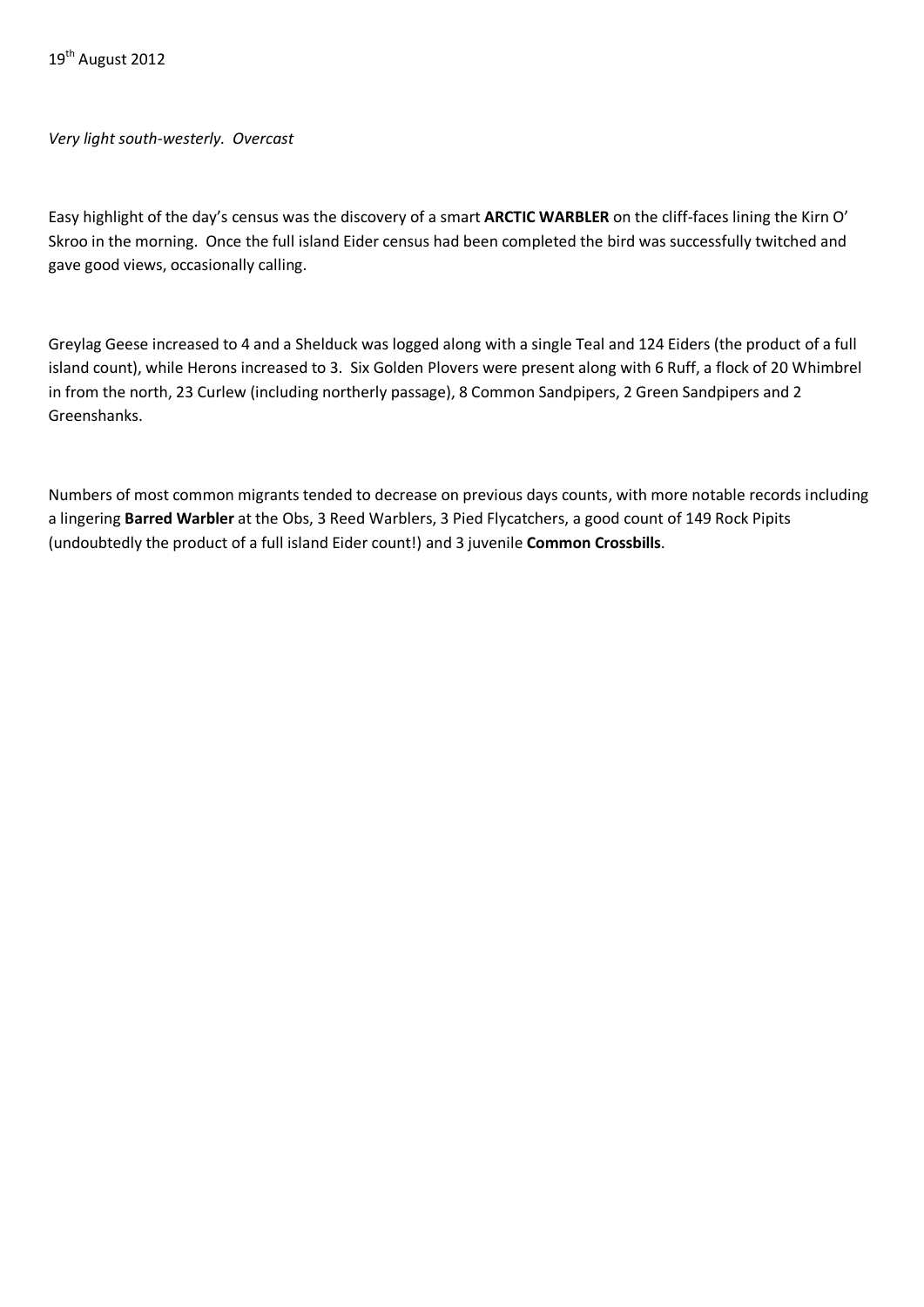19th August 2012

*Very light south-westerly. Overcast*

Easy highlight of the day's census was the discovery of a smart **ARCTIC WARBLER** on the cliff-faces lining the Kirn O' Skroo in the morning. Once the full island Eider census had been completed the bird was successfully twitched and gave good views, occasionally calling.

Greylag Geese increased to 4 and a Shelduck was logged along with a single Teal and 124 Eiders (the product of a full island count), while Herons increased to 3. Six Golden Plovers were present along with 6 Ruff, a flock of 20 Whimbrel in from the north, 23 Curlew (including northerly passage), 8 Common Sandpipers, 2 Green Sandpipers and 2 Greenshanks.

Numbers of most common migrants tended to decrease on previous days counts, with more notable records including a lingering **Barred Warbler** at the Obs, 3 Reed Warblers, 3 Pied Flycatchers, a good count of 149 Rock Pipits (undoubtedly the product of a full island Eider count!) and 3 juvenile **Common Crossbills**.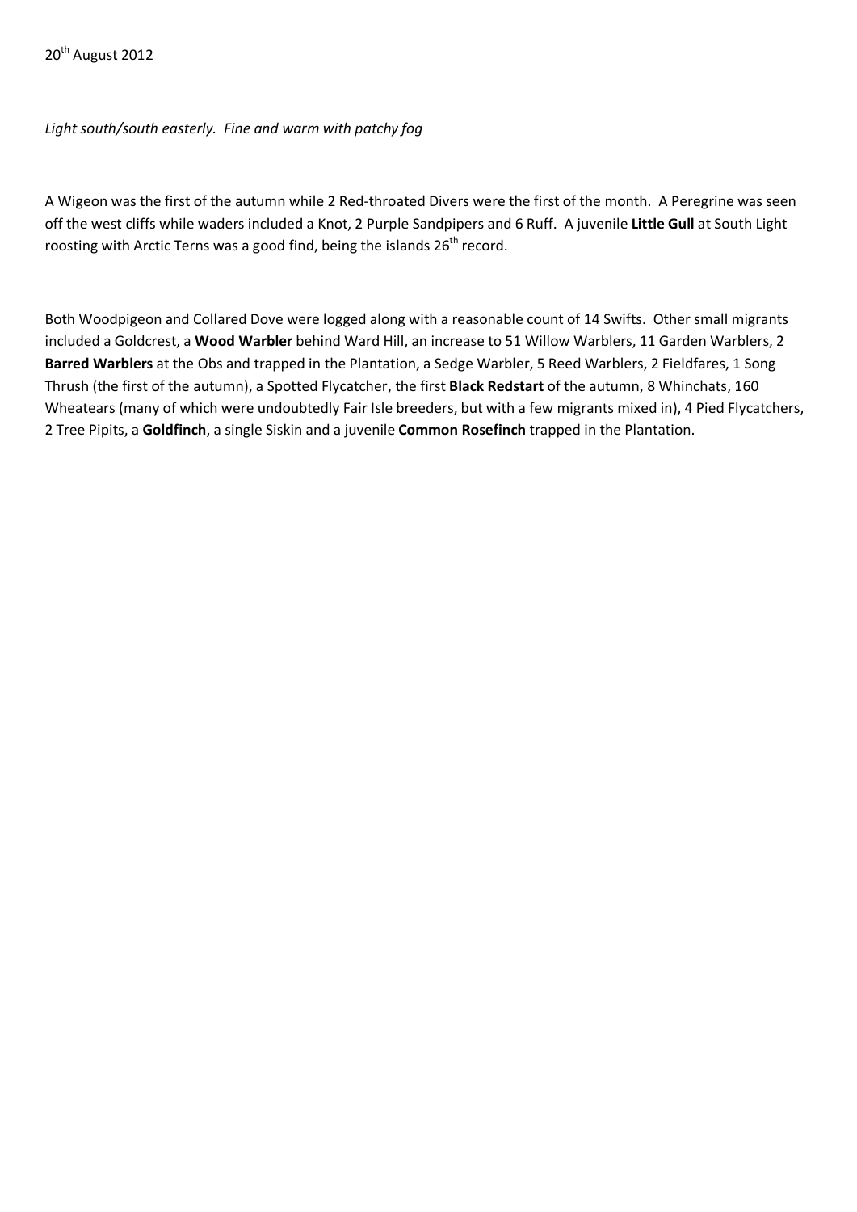20th August 2012

*Light south/south easterly. Fine and warm with patchy fog*

A Wigeon was the first of the autumn while 2 Red-throated Divers were the first of the month. A Peregrine was seen off the west cliffs while waders included a Knot, 2 Purple Sandpipers and 6 Ruff. A juvenile **Little Gull** at South Light roosting with Arctic Terns was a good find, being the islands 26th record.

Both Woodpigeon and Collared Dove were logged along with a reasonable count of 14 Swifts. Other small migrants included a Goldcrest, a **Wood Warbler** behind Ward Hill, an increase to 51 Willow Warblers, 11 Garden Warblers, 2 **Barred Warblers** at the Obs and trapped in the Plantation, a Sedge Warbler, 5 Reed Warblers, 2 Fieldfares, 1 Song Thrush (the first of the autumn), a Spotted Flycatcher, the first **Black Redstart** of the autumn, 8 Whinchats, 160 Wheatears (many of which were undoubtedly Fair Isle breeders, but with a few migrants mixed in), 4 Pied Flycatchers, 2 Tree Pipits, a **Goldfinch**, a single Siskin and a juvenile **Common Rosefinch** trapped in the Plantation.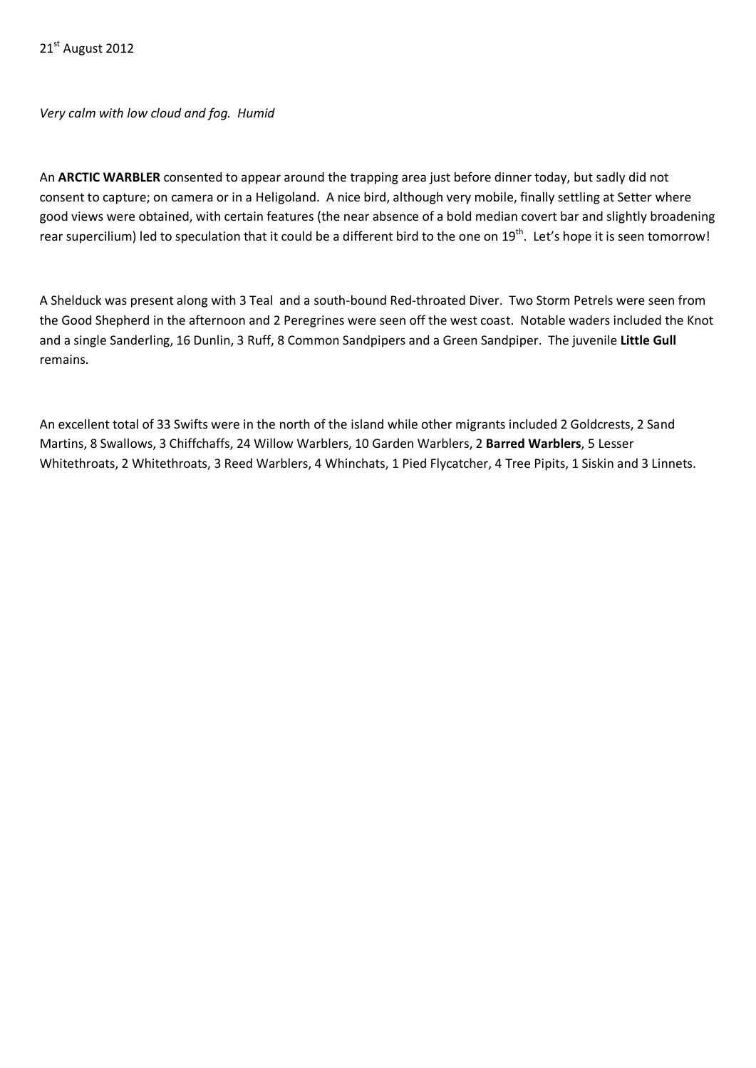21st August 2012

*Very calm with low cloud and fog. Humid*

An **ARCTIC WARBLER** consented to appear around the trapping area just before dinner today, but sadly did not consent to capture; on camera or in a Heligoland. A nice bird, although very mobile, finally settling at Setter where good views were obtained, with certain features (the near absence of a bold median covert bar and slightly broadening rear supercilium) led to speculation that it could be a different bird to the one on 19th. Let's hope it is seen tomorrow!

A Shelduck was present along with 3 Teal and a south-bound Red-throated Diver. Two Storm Petrels were seen from the Good Shepherd in the afternoon and 2 Peregrines were seen off the west coast. Notable waders included the Knot and a single Sanderling, 16 Dunlin, 3 Ruff, 8 Common Sandpipers and a Green Sandpiper. The juvenile **Little Gull** remains.

An excellent total of 33 Swifts were in the north of the island while other migrants included 2 Goldcrests, 2 Sand Martins, 8 Swallows, 3 Chiffchaffs, 24 Willow Warblers, 10 Garden Warblers, 2 **Barred Warblers**, 5 Lesser Whitethroats, 2 Whitethroats, 3 Reed Warblers, 4 Whinchats, 1 Pied Flycatcher, 4 Tree Pipits, 1 Siskin and 3 Linnets.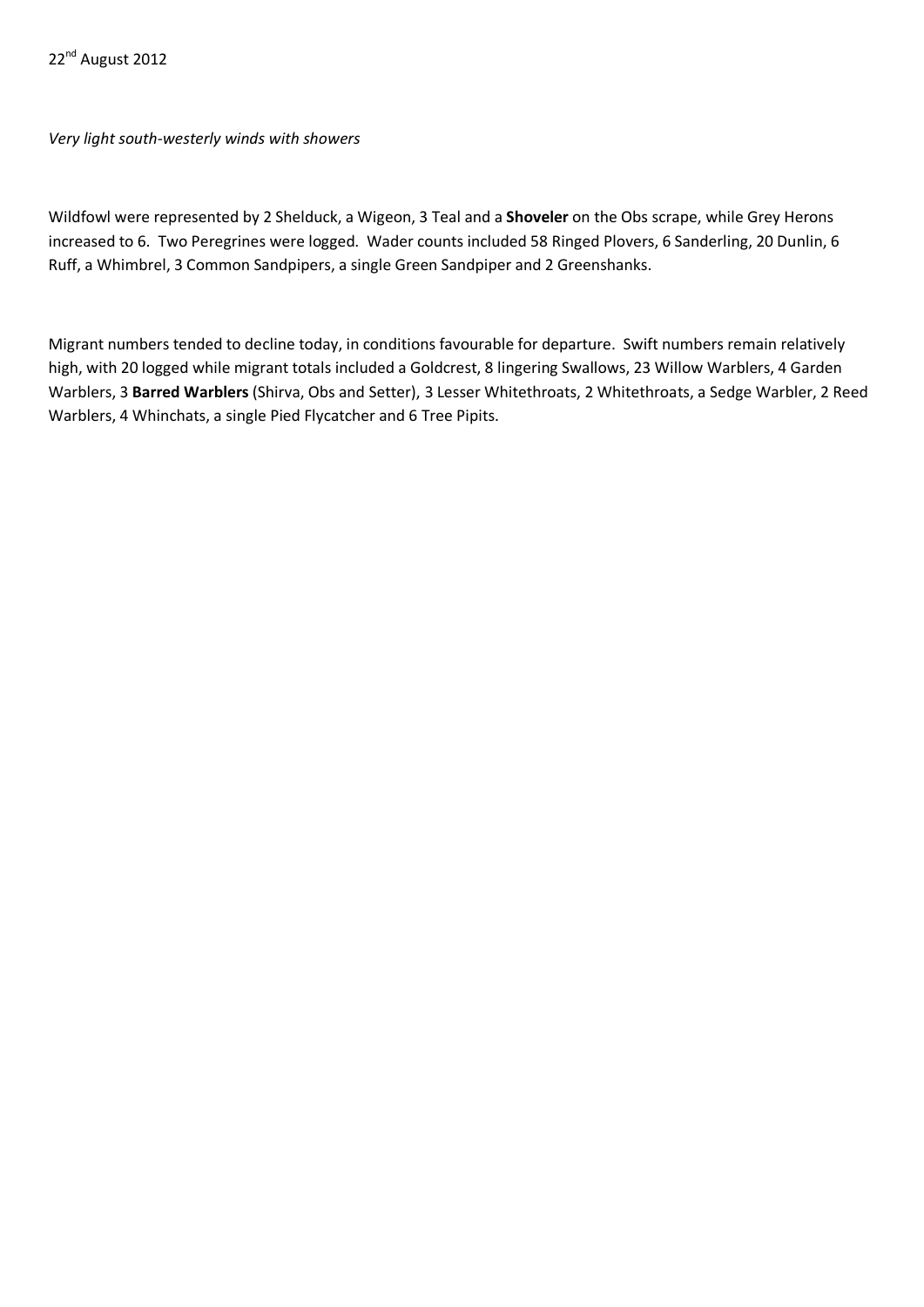22nd August 2012

*Very light south-westerly winds with showers*

Wildfowl were represented by 2 Shelduck, a Wigeon, 3 Teal and a **Shoveler** on the Obs scrape, while Grey Herons increased to 6. Two Peregrines were logged. Wader counts included 58 Ringed Plovers, 6 Sanderling, 20 Dunlin, 6 Ruff, a Whimbrel, 3 Common Sandpipers, a single Green Sandpiper and 2 Greenshanks.

Migrant numbers tended to decline today, in conditions favourable for departure. Swift numbers remain relatively high, with 20 logged while migrant totals included a Goldcrest, 8 lingering Swallows, 23 Willow Warblers, 4 Garden Warblers, 3 **Barred Warblers** (Shirva, Obs and Setter), 3 Lesser Whitethroats, 2 Whitethroats, a Sedge Warbler, 2 Reed Warblers, 4 Whinchats, a single Pied Flycatcher and 6 Tree Pipits.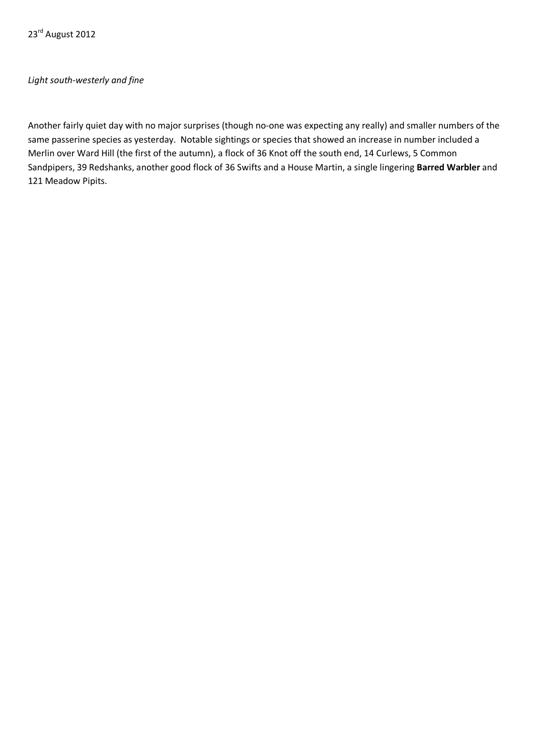23rd August 2012

*Light south-westerly and fine*

Another fairly quiet day with no major surprises (though no-one was expecting any really) and smaller numbers of the same passerine species as yesterday. Notable sightings or species that showed an increase in number included a Merlin over Ward Hill (the first of the autumn), a flock of 36 Knot off the south end, 14 Curlews, 5 Common Sandpipers, 39 Redshanks, another good flock of 36 Swifts and a House Martin, a single lingering **Barred Warbler** and 121 Meadow Pipits.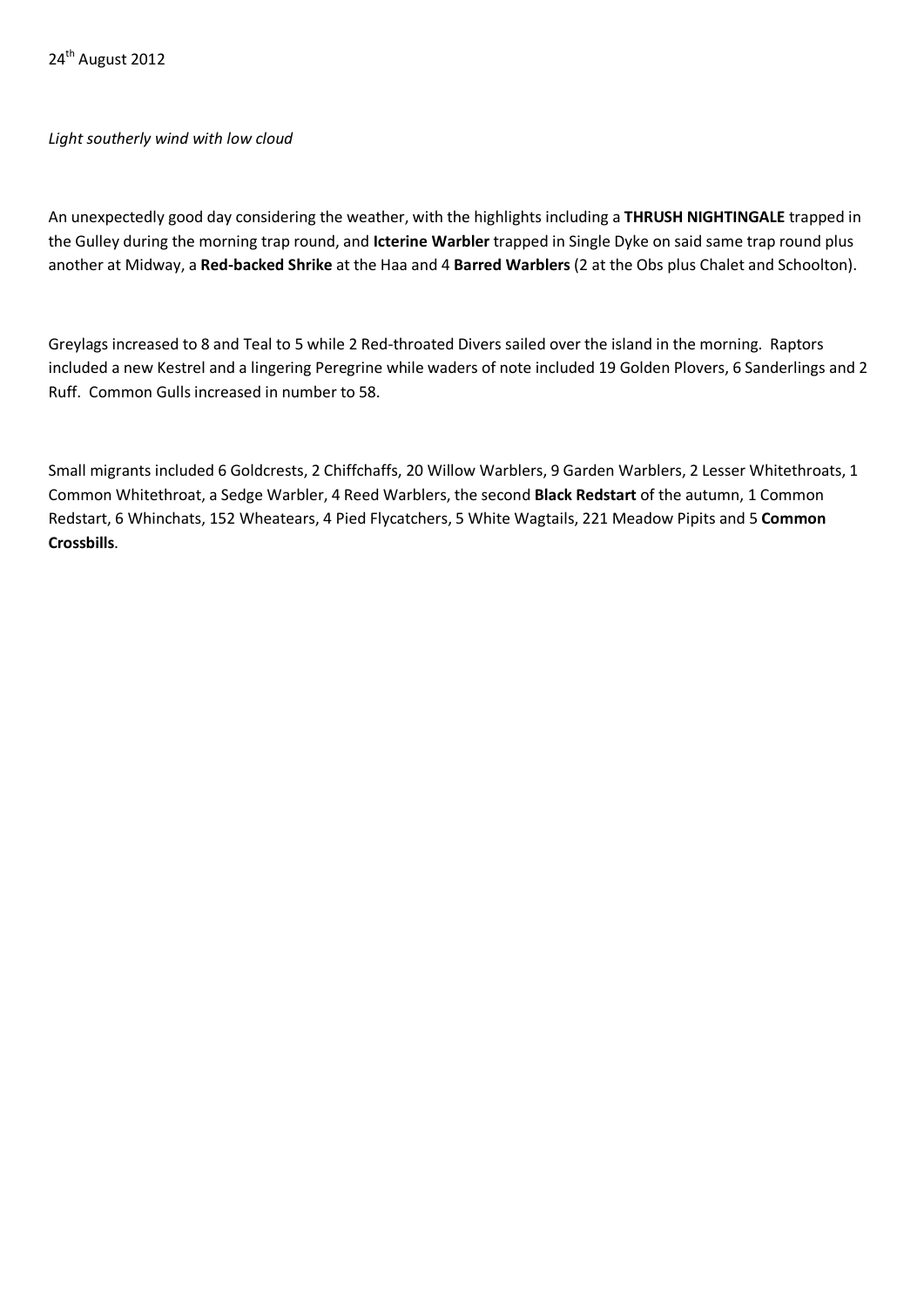24th August 2012

*Light southerly wind with low cloud*

An unexpectedly good day considering the weather, with the highlights including a **THRUSH NIGHTINGALE** trapped in the Gulley during the morning trap round, and **Icterine Warbler** trapped in Single Dyke on said same trap round plus another at Midway, a **Red-backed Shrike** at the Haa and 4 **Barred Warblers** (2 at the Obs plus Chalet and Schoolton).

Greylags increased to 8 and Teal to 5 while 2 Red-throated Divers sailed over the island in the morning. Raptors included a new Kestrel and a lingering Peregrine while waders of note included 19 Golden Plovers, 6 Sanderlings and 2 Ruff. Common Gulls increased in number to 58.

Small migrants included 6 Goldcrests, 2 Chiffchaffs, 20 Willow Warblers, 9 Garden Warblers, 2 Lesser Whitethroats, 1 Common Whitethroat, a Sedge Warbler, 4 Reed Warblers, the second **Black Redstart** of the autumn, 1 Common Redstart, 6 Whinchats, 152 Wheatears, 4 Pied Flycatchers, 5 White Wagtails, 221 Meadow Pipits and 5 **Common Crossbills**.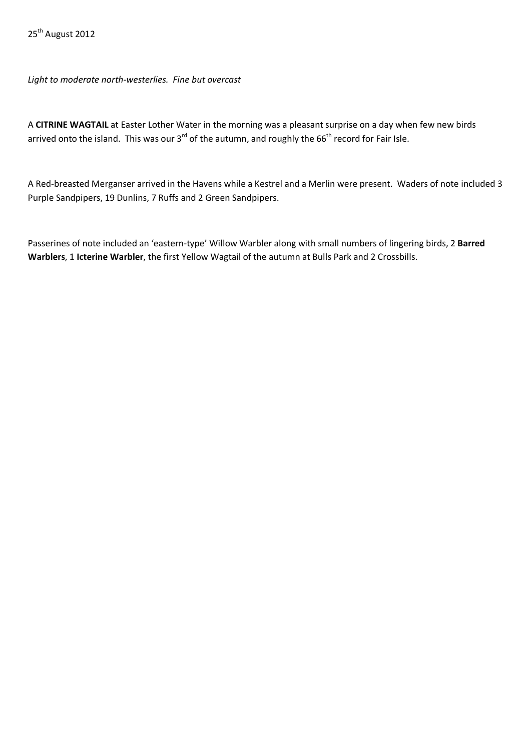25th August 2012

*Light to moderate north-westerlies. Fine but overcast*

A **CITRINE WAGTAIL** at Easter Lother Water in the morning was a pleasant surprise on a day when few new birds arrived onto the island. This was our 3rd of the autumn, and roughly the 66th record for Fair Isle.

A Red-breasted Merganser arrived in the Havens while a Kestrel and a Merlin were present. Waders of note included 3 Purple Sandpipers, 19 Dunlins, 7 Ruffs and 2 Green Sandpipers.

Passerines of note included an 'eastern-type' Willow Warbler along with small numbers of lingering birds, 2 **Barred Warblers**, 1 **Icterine Warbler**, the first Yellow Wagtail of the autumn at Bulls Park and 2 Crossbills.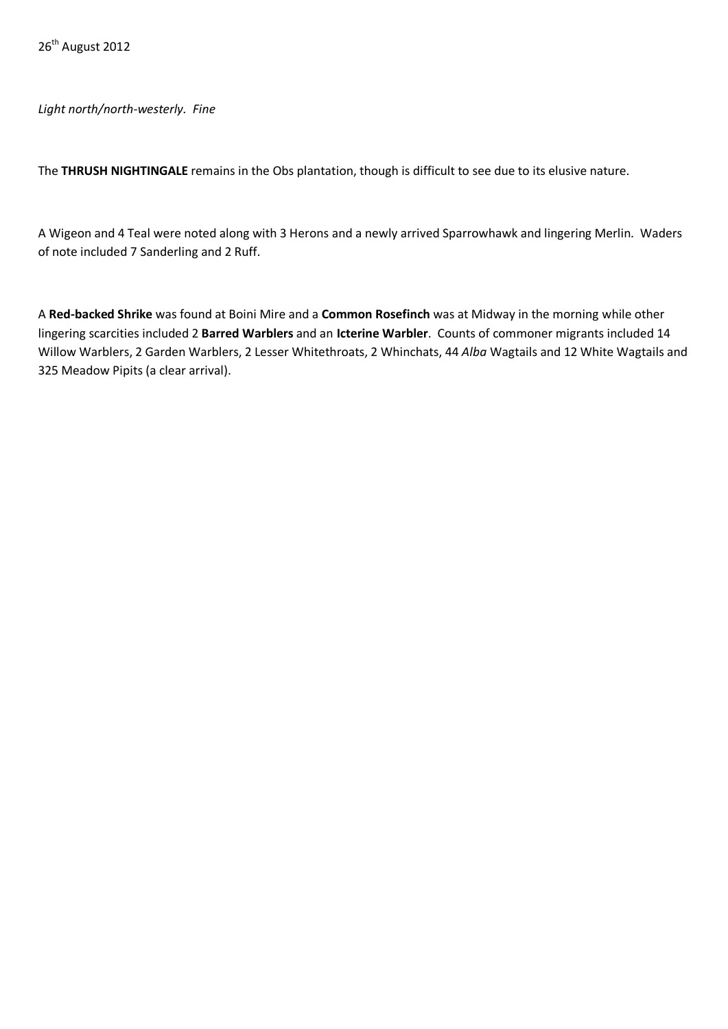26th August 2012

*Light north/north-westerly. Fine*

The **THRUSH NIGHTINGALE** remains in the Obs plantation, though is difficult to see due to its elusive nature.

A Wigeon and 4 Teal were noted along with 3 Herons and a newly arrived Sparrowhawk and lingering Merlin. Waders of note included 7 Sanderling and 2 Ruff.

A **Red-backed Shrike** was found at Boini Mire and a **Common Rosefinch** was at Midway in the morning while other lingering scarcities included 2 **Barred Warblers** and an **Icterine Warbler**. Counts of commoner migrants included 14 Willow Warblers, 2 Garden Warblers, 2 Lesser Whitethroats, 2 Whinchats, 44 *Alba* Wagtails and 12 White Wagtails and 325 Meadow Pipits (a clear arrival).